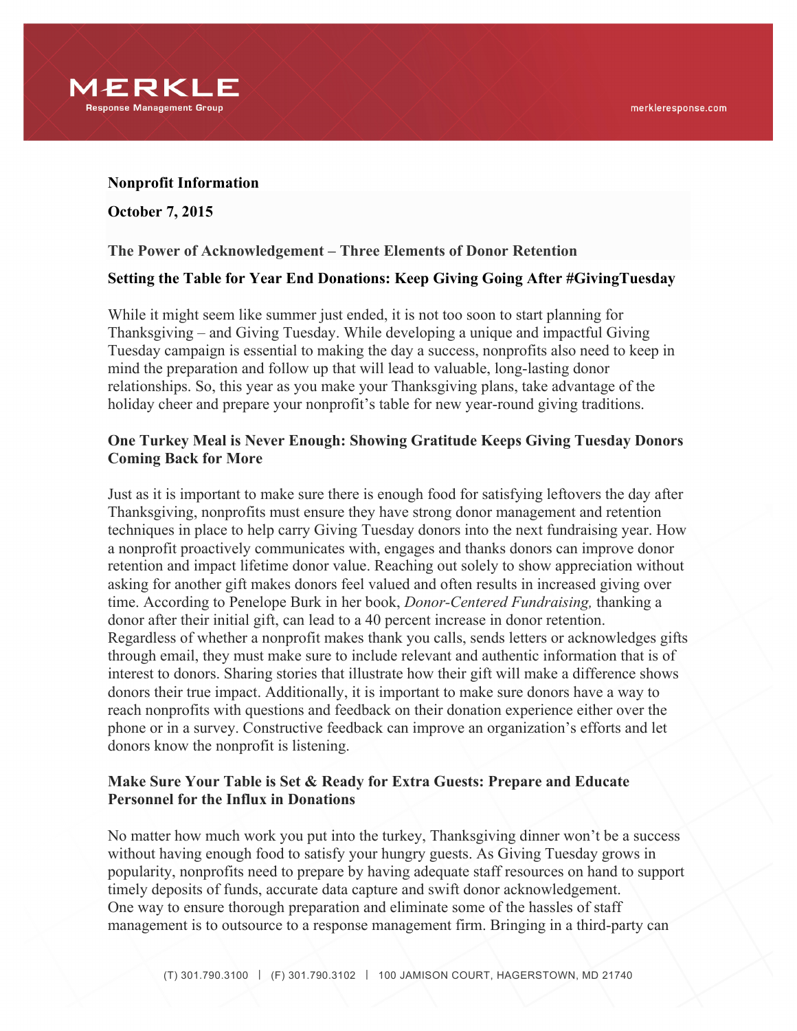**Nonprofit Information**

**October 7, 2015**

**The Power of Acknowledgement – Three Elements of Donor Retention**

**Setting the Table for Year End Donations: Keep Giving Going After #GivingTuesday**

While it might seem like summer just ended, it is not too soon to start planning for Thanksgiving – and Giving Tuesday. While developing a unique and impactful Giving Tuesday campaign is essential to making the day a success, nonprofits also need to keep in mind the preparation and follow up that will lead to valuable, long-lasting donor relationships. So, this year as you make your Thanksgiving plans, take advantage of the holiday cheer and prepare your nonprofit's table for new year-round giving traditions.

**One Turkey Meal is Never Enough: Showing Gratitude Keeps Giving Tuesday Donors Coming Back for More**

Just as it is important to make sure there is enough food for satisfying leftovers the day after Thanksgiving, nonprofits must ensure they have strong donor management and retention techniques in place to help carry Giving Tuesday donors into the next fundraising year. How a nonprofit proactively communicates with, engages and thanks donors can improve donor retention and impact lifetime donor value. Reaching out solely to show appreciation without asking for another gift makes donors feel valued and often results in increased giving over time. According to Penelope Burk in her book, *Donor-Centered Fundraising,* thanking a donor after their initial gift, can lead to a 40 percent increase in donor retention. Regardless of whether a nonprofit makes thank you calls, sends letters or acknowledges gifts through email, they must make sure to include relevant and authentic information that is of interest to donors. Sharing stories that illustrate how their gift will make a difference shows donors their true impact. Additionally, it is important to make sure donors have a way to reach nonprofits with questions and feedback on their donation experience either over the phone or in a survey. Constructive feedback can improve an organization's efforts and let donors know the nonprofit is listening.

**Make Sure Your Table is Set & Ready for Extra Guests: Prepare and Educate Personnel for the Influx in Donations**

No matter how much work you put into the turkey, Thanksgiving dinner won't be a success without having enough food to satisfy your hungry guests. As Giving Tuesday grows in popularity, nonprofits need to prepare by having adequate staff resources on hand to support timely deposits of funds, accurate data capture and swift donor acknowledgement. One way to ensure thorough preparation and eliminate some of the hassles of staff management is to outsource to a response management firm. Bringing in a third-party can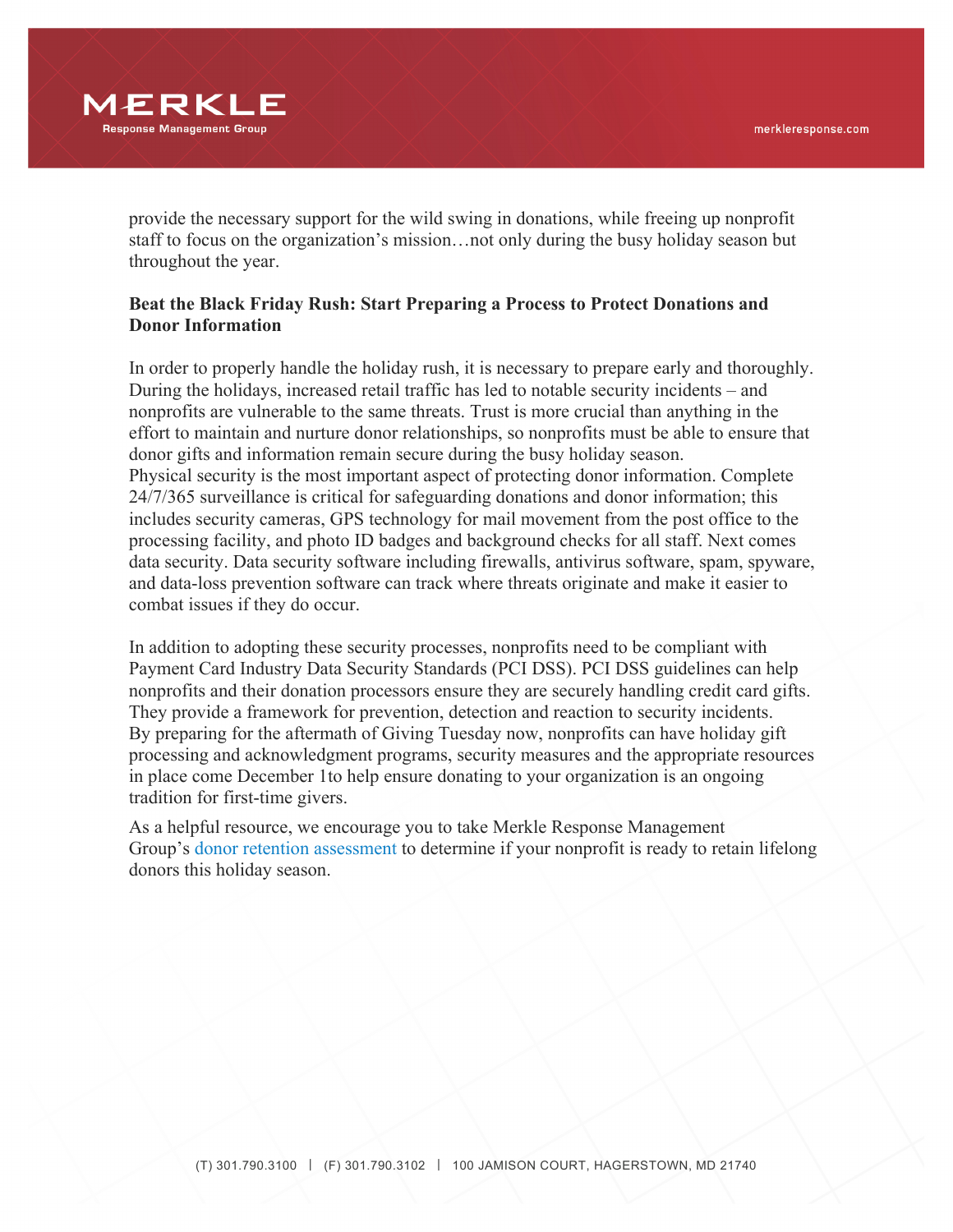provide the necessary support for the wild swing in donations, while freeing up nonprofit staff to focus on the organization's mission…not only during the busy holiday season but throughout the year.

**Beat the Black Friday Rush: Start Preparing a Process to Protect Donations and Donor Information**

In order to properly handle the holiday rush, it is necessary to prepare early and thoroughly. During the holidays, increased retail traffic has led to notable security incidents – and nonprofits are vulnerable to the same threats. Trust is more crucial than anything in the effort to maintain and nurture donor relationships, so nonprofits must be able to ensure that donor gifts and information remain secure during the busy holiday season.
Physical security is the most important aspect of protecting donor information. Complete 24/7/365 surveillance is critical for safeguarding donations and donor information; this includes security cameras, GPS technology for mail movement from the post office to the processing facility, and photo ID badges and background checks for all staff. Next comes data security. Data security software including firewalls, antivirus software, spam, spyware, and data-loss prevention software can track where threats originate and make it easier to combat issues if they do occur.

In addition to adopting these security processes, nonprofits need to be compliant with Payment Card Industry Data Security Standards (PCI DSS). PCI DSS guidelines can help nonprofits and their donation processors ensure they are securely handling credit card gifts. They provide a framework for prevention, detection and reaction to security incidents.
By preparing for the aftermath of Giving Tuesday now, nonprofits can have holiday gift processing and acknowledgment programs, security measures and the appropriate resources in place come December 1to help ensure donating to your organization is an ongoing tradition for first-time givers.

As a helpful resource, we encourage you to take Merkle Response Management Group's donor retention assessment to determine if your nonprofit is ready to retain lifelong donors this holiday season.